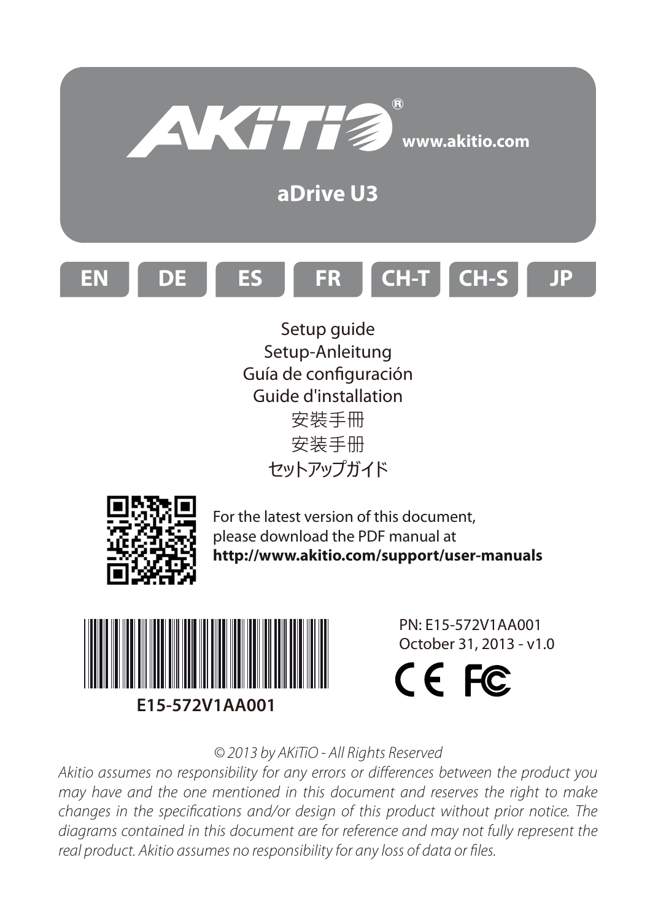# AKiTiO®

www.akitio.com

## aDrive U3

EN | DE | ES | FR | CH-T | CH-S | JP

Setup guide
Setup-Anleitung
Guía de configuración
Guide d'installation
安裝手冊
安装手册
セットアップガイド

For the latest version of this document, please download the PDF manual at
**http://www.akitio.com/support/user-manuals**

**E15-572V1AA001**

PN: E15-572V1AA001
October 31, 2013 - v1.0

CE FC

*© 2013 by AKiTiO - All Rights Reserved*

*Akitio assumes no responsibility for any errors or differences between the product you may have and the one mentioned in this document and reserves the right to make changes in the specifications and/or design of this product without prior notice. The diagrams contained in this document are for reference and may not fully represent the real product. Akitio assumes no responsibility for any loss of data or files.*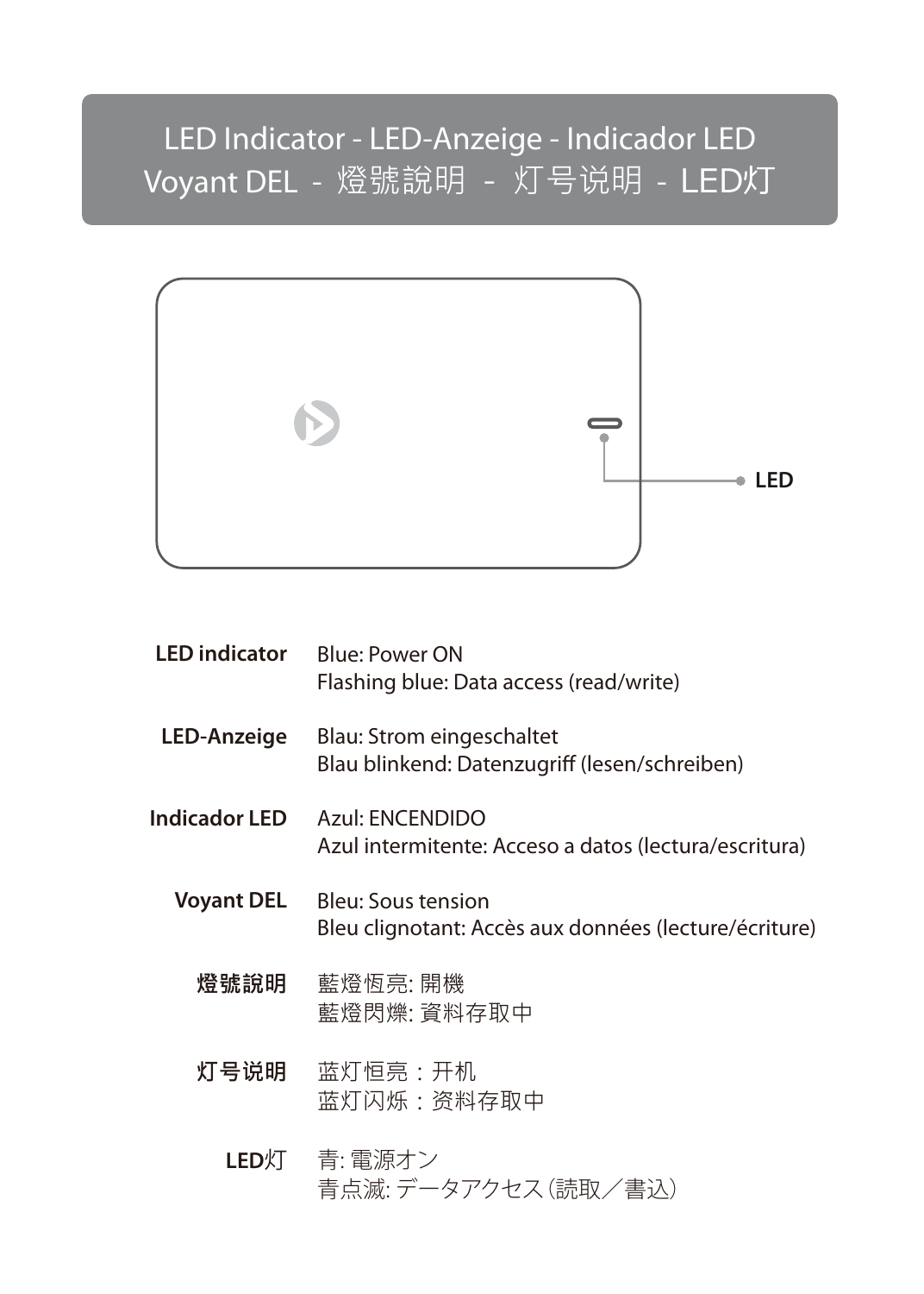# LED Indicator - LED-Anzeige - Indicador LED Voyant DEL - 燈號說明 - 灯号说明 - LED灯

LED

| | |
|---|---|
| **LED indicator** | Blue: Power ON<br>Flashing blue: Data access (read/write) |
| **LED-Anzeige** | Blau: Strom eingeschaltet<br>Blau blinkend: Datenzugriff (lesen/schreiben) |
| **Indicador LED** | Azul: ENCENDIDO<br>Azul intermitente: Acceso a datos (lectura/escritura) |
| **Voyant DEL** | Bleu: Sous tension<br>Bleu clignotant: Accès aux données (lecture/écriture) |
| **燈號說明** | 藍燈恆亮: 開機<br>藍燈閃爍: 資料存取中 |
| **灯号说明** | 蓝灯恒亮：开机<br>蓝灯闪烁：资料存取中 |
| **LED灯** | 青: 電源オン<br>青点滅: データアクセス（読取／書込） |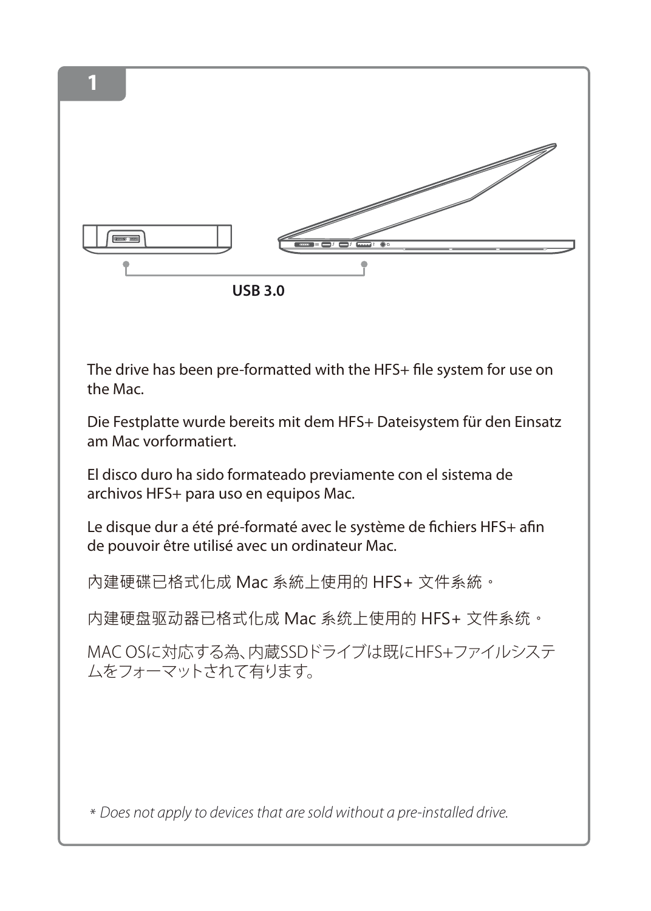# 1

USB 3.0

The drive has been pre-formatted with the HFS+ file system for use on the Mac.

Die Festplatte wurde bereits mit dem HFS+ Dateisystem für den Einsatz am Mac vorformatiert.

El disco duro ha sido formateado previamente con el sistema de archivos HFS+ para uso en equipos Mac.

Le disque dur a été pré-formaté avec le système de fichiers HFS+ afin de pouvoir être utilisé avec un ordinateur Mac.

內建硬碟已格式化成 Mac 系統上使用的 HFS+ 文件系統。

内建硬盘驱动器已格式化成 Mac 系统上使用的 HFS+ 文件系统。

MAC OSに対応する為、内蔵SSDドライブは既にHFS+ファイルシステムをフォーマットされて有ります。

*\* Does not apply to devices that are sold without a pre-installed drive.*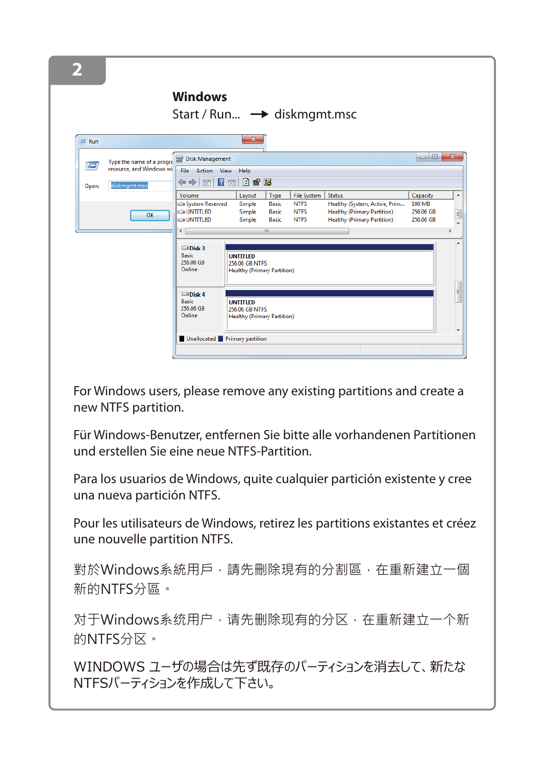## 2

**Windows**

Start / Run... → diskmgmt.msc

For Windows users, please remove any existing partitions and create a new NTFS partition.

Für Windows-Benutzer, entfernen Sie bitte alle vorhandenen Partitionen und erstellen Sie eine neue NTFS-Partition.

Para los usuarios de Windows, quite cualquier partición existente y cree una nueva partición NTFS.

Pour les utilisateurs de Windows, retirez les partitions existantes et créez une nouvelle partition NTFS.

對於Windows系統用戶，請先刪除現有的分割區，在重新建立一個新的NTFS分區。

对于Windows系统用户，请先删除现有的分区，在重新建立一个新的NTFS分区。

WINDOWS ユーザの場合は先ず既存のパーティションを消去して、新たなNTFSパーティションを作成して下さい。